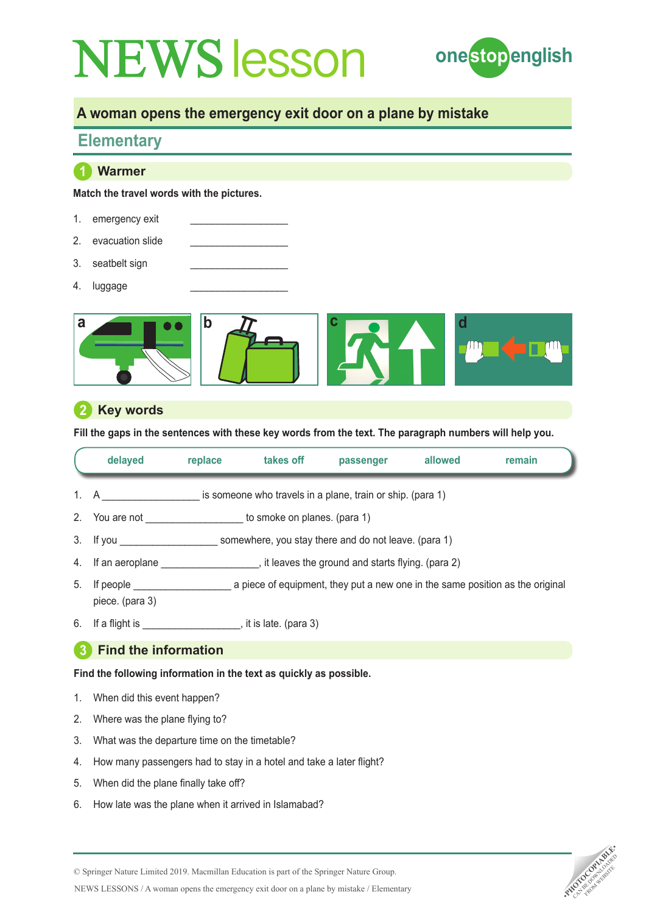# NEWS lesson

onestopenglish

## A woman opens the emergency exit door on a plane by mistake

### Elementary

## 1 Warmer

**Match the travel words with the pictures.**

1. emergency exit __________________
2. evacuation slide __________________
3. seatbelt sign __________________
4. luggage __________________

a b c d

## 2 Key words

**Fill the gaps in the sentences with these key words from the text. The paragraph numbers will help you.**

| delayed | replace | takes off | passenger | allowed | remain |
|---|---|---|---|---|---|

1. A __________________ is someone who travels in a plane, train or ship. (para 1)
2. You are not __________________ to smoke on planes. (para 1)
3. If you __________________ somewhere, you stay there and do not leave. (para 1)
4. If an aeroplane __________________, it leaves the ground and starts flying. (para 2)
5. If people __________________ a piece of equipment, they put a new one in the same position as the original piece. (para 3)
6. If a flight is __________________, it is late. (para 3)

## 3 Find the information

**Find the following information in the text as quickly as possible.**

1. When did this event happen?
2. Where was the plane flying to?
3. What was the departure time on the timetable?
4. How many passengers had to stay in a hotel and take a later flight?
5. When did the plane finally take off?
6. How late was the plane when it arrived in Islamabad?

© Springer Nature Limited 2019. Macmillan Education is part of the Springer Nature Group.

NEWS LESSONS / A woman opens the emergency exit door on a plane by mistake / Elementary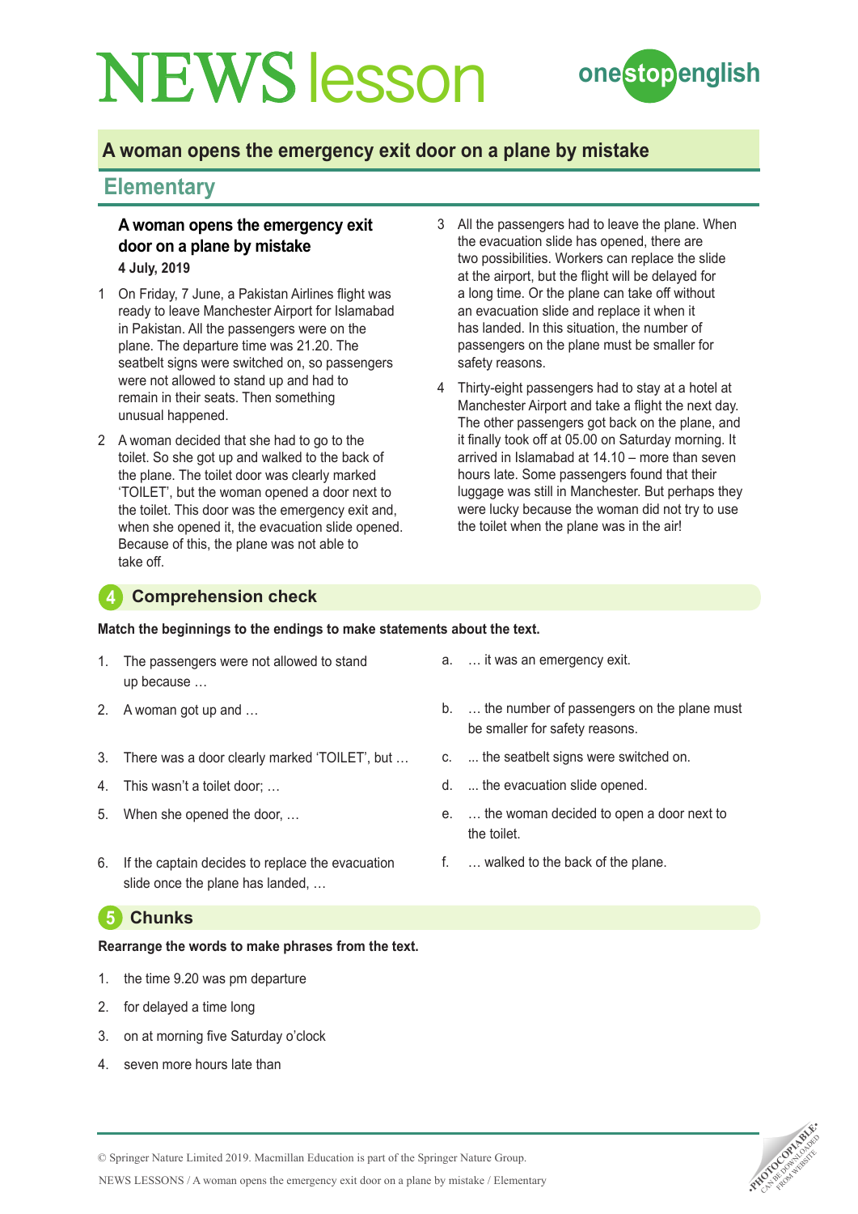# NEWS lesson

## A woman opens the emergency exit door on a plane by mistake

## Elementary

### A woman opens the emergency exit door on a plane by mistake

**4 July, 2019**

1. On Friday, 7 June, a Pakistan Airlines flight was ready to leave Manchester Airport for Islamabad in Pakistan. All the passengers were on the plane. The departure time was 21.20. The seatbelt signs were switched on, so passengers were not allowed to stand up and had to remain in their seats. Then something unusual happened.

2. A woman decided that she had to go to the toilet. So she got up and walked to the back of the plane. The toilet door was clearly marked 'TOILET', but the woman opened a door next to the toilet. This door was the emergency exit and, when she opened it, the evacuation slide opened. Because of this, the plane was not able to take off.

3. All the passengers had to leave the plane. When the evacuation slide has opened, there are two possibilities. Workers can replace the slide at the airport, but the flight will be delayed for a long time. Or the plane can take off without an evacuation slide and replace it when it has landed. In this situation, the number of passengers on the plane must be smaller for safety reasons.

4. Thirty-eight passengers had to stay at a hotel at Manchester Airport and take a flight the next day. The other passengers got back on the plane, and it finally took off at 05.00 on Saturday morning. It arrived in Islamabad at 14.10 – more than seven hours late. Some passengers found that their luggage was still in Manchester. But perhaps they were lucky because the woman did not try to use the toilet when the plane was in the air!

## 4 Comprehension check

**Match the beginnings to the endings to make statements about the text.**

1. The passengers were not allowed to stand up because …
2. A woman got up and …
3. There was a door clearly marked 'TOILET', but …
4. This wasn't a toilet door; …
5. When she opened the door, …
6. If the captain decides to replace the evacuation slide once the plane has landed, …

a. … it was an emergency exit.
b. … the number of passengers on the plane must be smaller for safety reasons.
c. ... the seatbelt signs were switched on.
d. ... the evacuation slide opened.
e. … the woman decided to open a door next to the toilet.
f. … walked to the back of the plane.

## 5 Chunks

**Rearrange the words to make phrases from the text.**

1. the time 9.20 was pm departure
2. for delayed a time long
3. on at morning five Saturday o'clock
4. seven more hours late than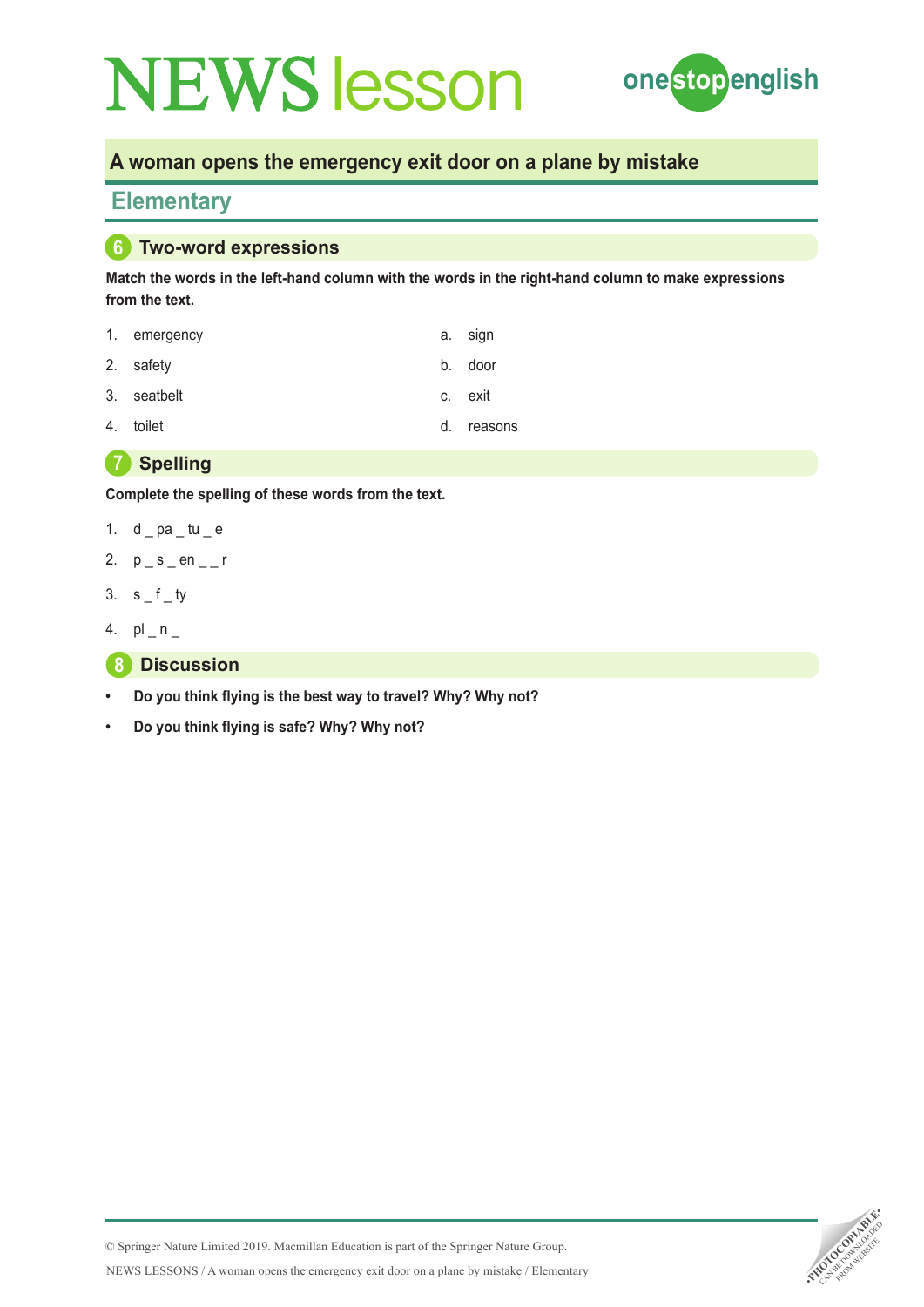# NEWS lesson

## A woman opens the emergency exit door on a plane by mistake

### Elementary

### 6 Two-word expressions

**Match the words in the left-hand column with the words in the right-hand column to make expressions from the text.**

| | |
|---|---|
| 1. emergency | a. sign |
| 2. safety | b. door |
| 3. seatbelt | c. exit |
| 4. toilet | d. reasons |

### 7 Spelling

**Complete the spelling of these words from the text.**

1. d _ pa _ tu _ e
2. p _ s _ en _ _ r
3. s _ f _ ty
4. pl _ n _

### 8 Discussion

- **Do you think flying is the best way to travel? Why? Why not?**
- **Do you think flying is safe? Why? Why not?**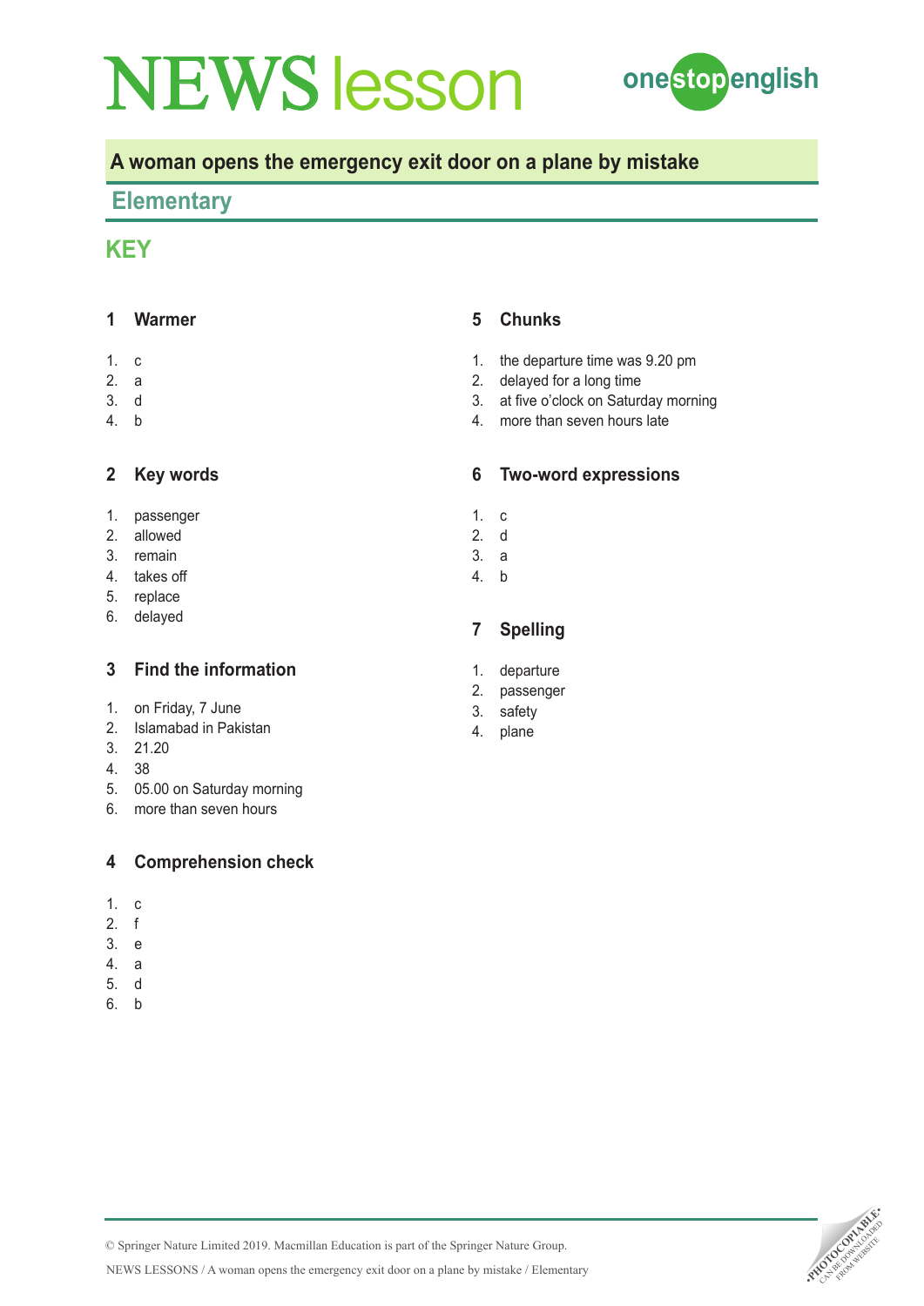# NEWS lesson

## A woman opens the emergency exit door on a plane by mistake

## Elementary

## KEY

### 1 Warmer

1. c
2. a
3. d
4. b

### 2 Key words

1. passenger
2. allowed
3. remain
4. takes off
5. replace
6. delayed

### 3 Find the information

1. on Friday, 7 June
2. Islamabad in Pakistan
3. 21.20
4. 38
5. 05.00 on Saturday morning
6. more than seven hours

### 4 Comprehension check

1. c
2. f
3. e
4. a
5. d
6. b

### 5 Chunks

1. the departure time was 9.20 pm
2. delayed for a long time
3. at five o'clock on Saturday morning
4. more than seven hours late

### 6 Two-word expressions

1. c
2. d
3. a
4. b

### 7 Spelling

1. departure
2. passenger
3. safety
4. plane

© Springer Nature Limited 2019. Macmillan Education is part of the Springer Nature Group.